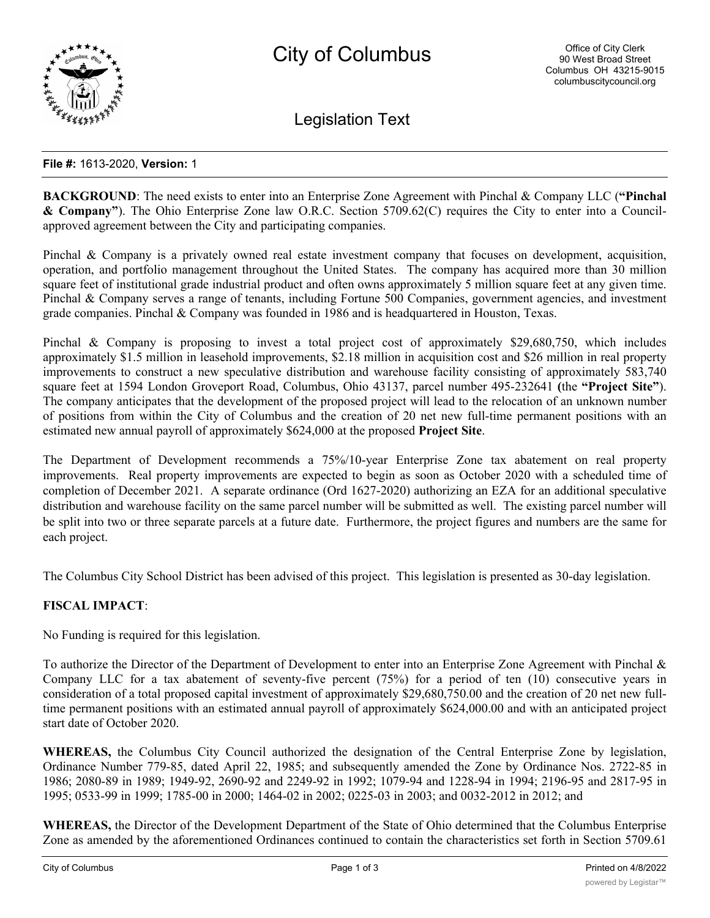# City of Columbus

Office of City Clerk
90 West Broad Street
Columbus OH 43215-9015
columbuscitycouncil.org

## Legislation Text

**File #:** 1613-2020, **Version:** 1

**BACKGROUND**: The need exists to enter into an Enterprise Zone Agreement with Pinchal & Company LLC (**"Pinchal & Company"**). The Ohio Enterprise Zone law O.R.C. Section 5709.62(C) requires the City to enter into a Council-approved agreement between the City and participating companies.

Pinchal & Company is a privately owned real estate investment company that focuses on development, acquisition, operation, and portfolio management throughout the United States. The company has acquired more than 30 million square feet of institutional grade industrial product and often owns approximately 5 million square feet at any given time. Pinchal & Company serves a range of tenants, including Fortune 500 Companies, government agencies, and investment grade companies. Pinchal & Company was founded in 1986 and is headquartered in Houston, Texas.

Pinchal & Company is proposing to invest a total project cost of approximately $29,680,750, which includes approximately $1.5 million in leasehold improvements, $2.18 million in acquisition cost and $26 million in real property improvements to construct a new speculative distribution and warehouse facility consisting of approximately 583,740 square feet at 1594 London Groveport Road, Columbus, Ohio 43137, parcel number 495-232641 (the **"Project Site"**). The company anticipates that the development of the proposed project will lead to the relocation of an unknown number of positions from within the City of Columbus and the creation of 20 net new full-time permanent positions with an estimated new annual payroll of approximately $624,000 at the proposed **Project Site**.

The Department of Development recommends a 75%/10-year Enterprise Zone tax abatement on real property improvements. Real property improvements are expected to begin as soon as October 2020 with a scheduled time of completion of December 2021. A separate ordinance (Ord 1627-2020) authorizing an EZA for an additional speculative distribution and warehouse facility on the same parcel number will be submitted as well. The existing parcel number will be split into two or three separate parcels at a future date. Furthermore, the project figures and numbers are the same for each project.

The Columbus City School District has been advised of this project. This legislation is presented as 30-day legislation.

**FISCAL IMPACT**:

No Funding is required for this legislation.

To authorize the Director of the Department of Development to enter into an Enterprise Zone Agreement with Pinchal & Company LLC for a tax abatement of seventy-five percent (75%) for a period of ten (10) consecutive years in consideration of a total proposed capital investment of approximately $29,680,750.00 and the creation of 20 net new full-time permanent positions with an estimated annual payroll of approximately $624,000.00 and with an anticipated project start date of October 2020.

**WHEREAS,** the Columbus City Council authorized the designation of the Central Enterprise Zone by legislation, Ordinance Number 779-85, dated April 22, 1985; and subsequently amended the Zone by Ordinance Nos. 2722-85 in 1986; 2080-89 in 1989; 1949-92, 2690-92 and 2249-92 in 1992; 1079-94 and 1228-94 in 1994; 2196-95 and 2817-95 in 1995; 0533-99 in 1999; 1785-00 in 2000; 1464-02 in 2002; 0225-03 in 2003; and 0032-2012 in 2012; and

**WHEREAS,** the Director of the Development Department of the State of Ohio determined that the Columbus Enterprise Zone as amended by the aforementioned Ordinances continued to contain the characteristics set forth in Section 5709.61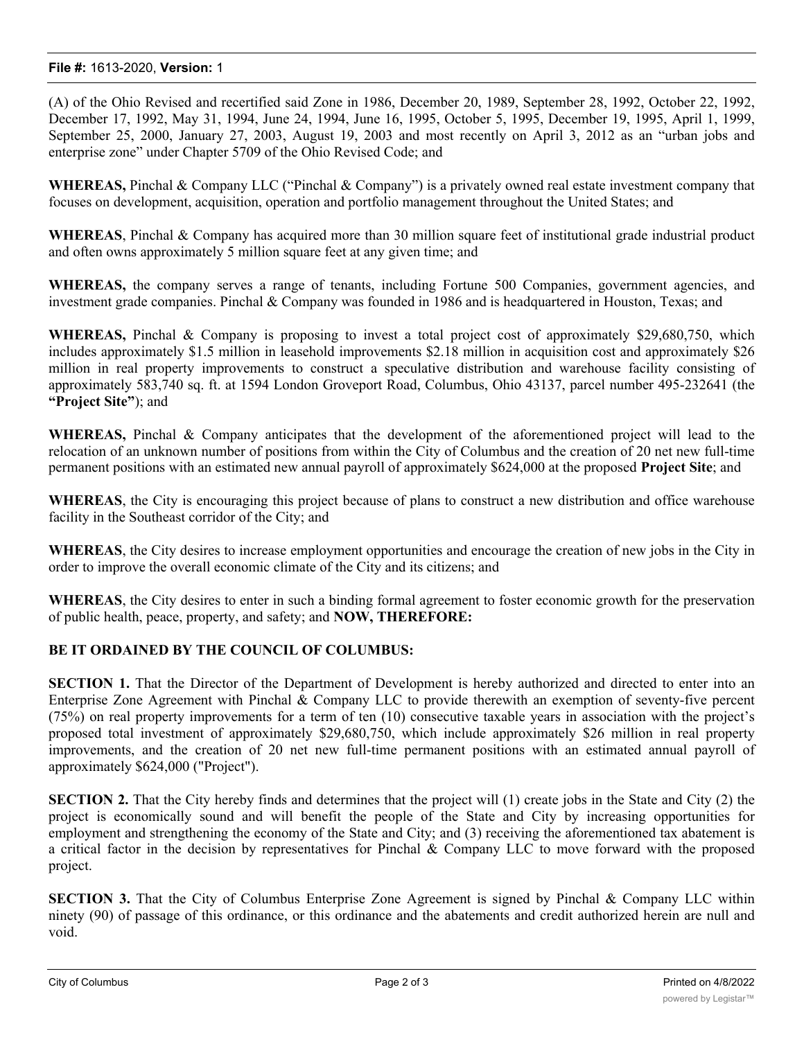(A) of the Ohio Revised and recertified said Zone in 1986, December 20, 1989, September 28, 1992, October 22, 1992, December 17, 1992, May 31, 1994, June 24, 1994, June 16, 1995, October 5, 1995, December 19, 1995, April 1, 1999, September 25, 2000, January 27, 2003, August 19, 2003 and most recently on April 3, 2012 as an "urban jobs and enterprise zone" under Chapter 5709 of the Ohio Revised Code; and

**WHEREAS,** Pinchal & Company LLC ("Pinchal & Company") is a privately owned real estate investment company that focuses on development, acquisition, operation and portfolio management throughout the United States; and

**WHEREAS**, Pinchal & Company has acquired more than 30 million square feet of institutional grade industrial product and often owns approximately 5 million square feet at any given time; and

**WHEREAS,** the company serves a range of tenants, including Fortune 500 Companies, government agencies, and investment grade companies. Pinchal & Company was founded in 1986 and is headquartered in Houston, Texas; and

**WHEREAS,** Pinchal & Company is proposing to invest a total project cost of approximately $29,680,750, which includes approximately $1.5 million in leasehold improvements $2.18 million in acquisition cost and approximately $26 million in real property improvements to construct a speculative distribution and warehouse facility consisting of approximately 583,740 sq. ft. at 1594 London Groveport Road, Columbus, Ohio 43137, parcel number 495-232641 (the **"Project Site"**); and

**WHEREAS,** Pinchal & Company anticipates that the development of the aforementioned project will lead to the relocation of an unknown number of positions from within the City of Columbus and the creation of 20 net new full-time permanent positions with an estimated new annual payroll of approximately $624,000 at the proposed **Project Site**; and

**WHEREAS**, the City is encouraging this project because of plans to construct a new distribution and office warehouse facility in the Southeast corridor of the City; and

**WHEREAS**, the City desires to increase employment opportunities and encourage the creation of new jobs in the City in order to improve the overall economic climate of the City and its citizens; and

**WHEREAS**, the City desires to enter in such a binding formal agreement to foster economic growth for the preservation of public health, peace, property, and safety; and **NOW, THEREFORE:**

**BE IT ORDAINED BY THE COUNCIL OF COLUMBUS:**

**SECTION 1.** That the Director of the Department of Development is hereby authorized and directed to enter into an Enterprise Zone Agreement with Pinchal & Company LLC to provide therewith an exemption of seventy-five percent (75%) on real property improvements for a term of ten (10) consecutive taxable years in association with the project's proposed total investment of approximately $29,680,750, which include approximately $26 million in real property improvements, and the creation of 20 net new full-time permanent positions with an estimated annual payroll of approximately $624,000 ("Project").

**SECTION 2.** That the City hereby finds and determines that the project will (1) create jobs in the State and City (2) the project is economically sound and will benefit the people of the State and City by increasing opportunities for employment and strengthening the economy of the State and City; and (3) receiving the aforementioned tax abatement is a critical factor in the decision by representatives for Pinchal & Company LLC to move forward with the proposed project.

**SECTION 3.** That the City of Columbus Enterprise Zone Agreement is signed by Pinchal & Company LLC within ninety (90) of passage of this ordinance, or this ordinance and the abatements and credit authorized herein are null and void.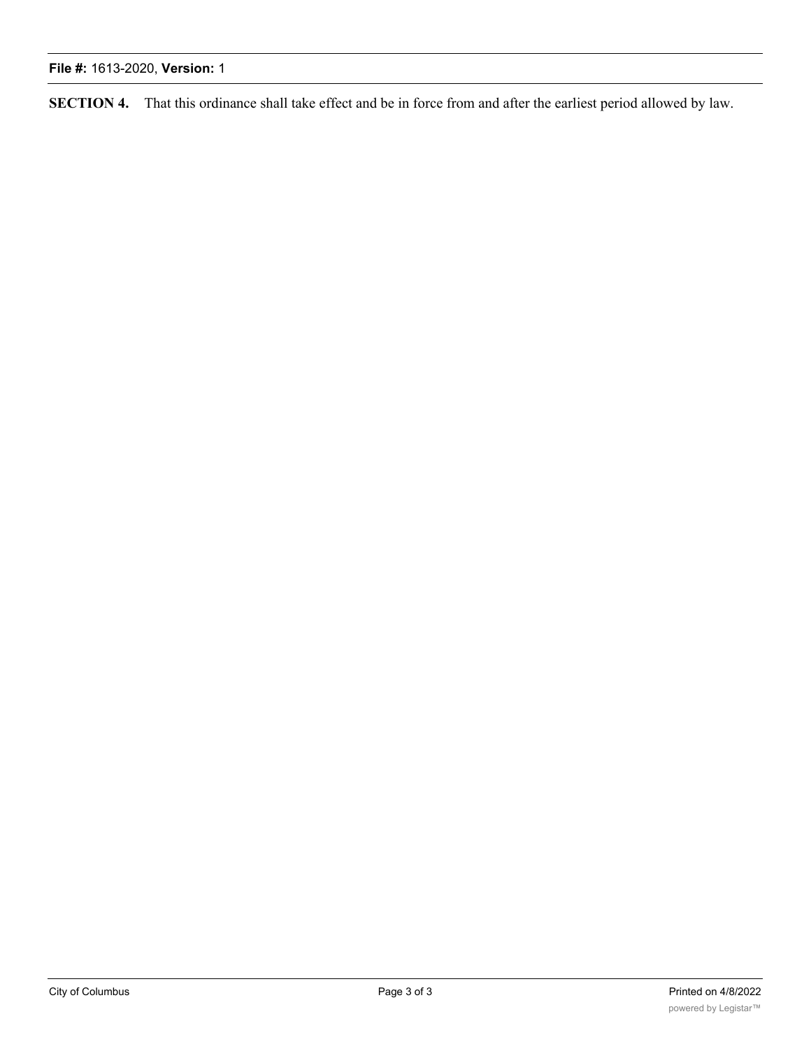**SECTION 4.** That this ordinance shall take effect and be in force from and after the earliest period allowed by law.